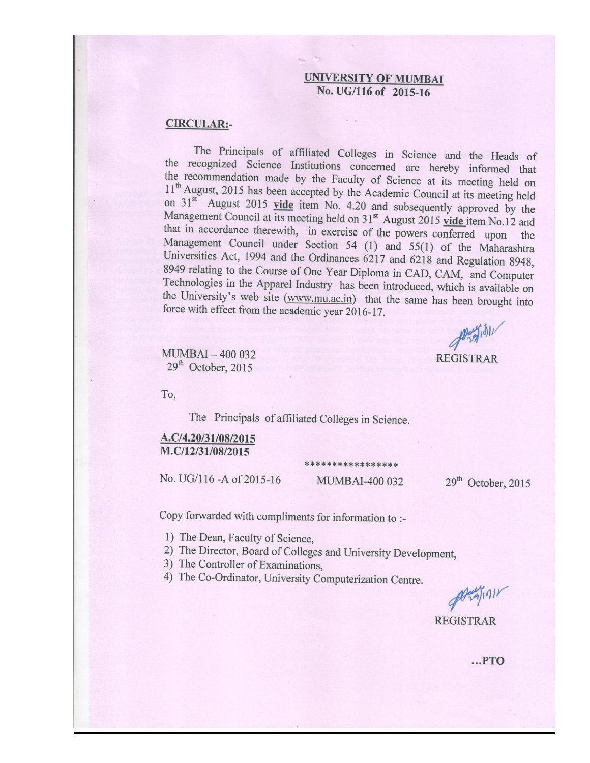**UNIVERSITY OF MUMBAI**
**No. UG/116 of 2015-16**

**CIRCULAR:-**

The Principals of affiliated Colleges in Science and the Heads of the recognized Science Institutions concerned are hereby informed that the recommendation made by the Faculty of Science at its meeting held on 11th August, 2015 has been accepted by the Academic Council at its meeting held on 31st August 2015 **vide** item No. 4.20 and subsequently approved by the Management Council at its meeting held on 31st August 2015 **vide** item No.12 and that in accordance therewith, in exercise of the powers conferred upon the Management Council under Section 54 (1) and 55(1) of the Maharashtra Universities Act, 1994 and the Ordinances 6217 and 6218 and Regulation 8948, 8949 relating to the Course of One Year Diploma in CAD, CAM, and Computer Technologies in the Apparel Industry has been introduced, which is available on the University's web site (www.mu.ac.in) that the same has been brought into force with effect from the academic year 2016-17.

MUMBAI – 400 032
29th October, 2015

REGISTRAR

To,

The Principals of affiliated Colleges in Science.

**A.C/4.20/31/08/2015**
**M.C/12/31/08/2015**

*****************

No. UG/116 -A of 2015-16 MUMBAI-400 032 29th October, 2015

Copy forwarded with compliments for information to :-

1) The Dean, Faculty of Science,
2) The Director, Board of Colleges and University Development,
3) The Controller of Examinations,
4) The Co-Ordinator, University Computerization Centre.

REGISTRAR

...PTO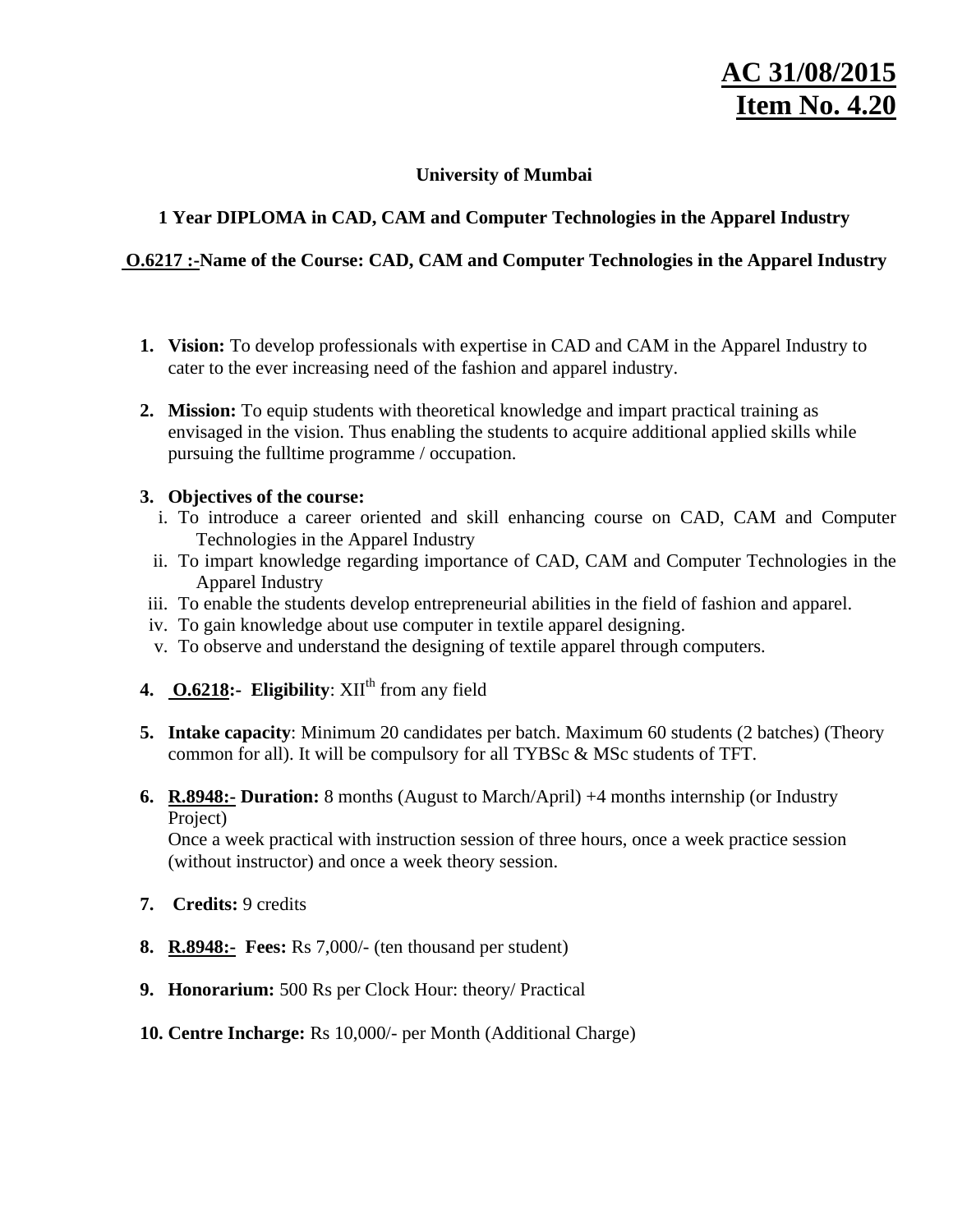**AC 31/08/2015**
**Item No. 4.20**

**University of Mumbai**

**1 Year DIPLOMA in CAD, CAM and Computer Technologies in the Apparel Industry**

**O.6217 :-Name of the Course: CAD, CAM and Computer Technologies in the Apparel Industry**

1. **Vision:** To develop professionals with expertise in CAD and CAM in the Apparel Industry to cater to the ever increasing need of the fashion and apparel industry.

2. **Mission:** To equip students with theoretical knowledge and impart practical training as envisaged in the vision. Thus enabling the students to acquire additional applied skills while pursuing the fulltime programme / occupation.

3. **Objectives of the course:**
   i. To introduce a career oriented and skill enhancing course on CAD, CAM and Computer Technologies in the Apparel Industry
   ii. To impart knowledge regarding importance of CAD, CAM and Computer Technologies in the Apparel Industry
   iii. To enable the students develop entrepreneurial abilities in the field of fashion and apparel.
   iv. To gain knowledge about use computer in textile apparel designing.
   v. To observe and understand the designing of textile apparel through computers.

4. **O.6218:- Eligibility**: XII$^{th}$ from any field

5. **Intake capacity**: Minimum 20 candidates per batch. Maximum 60 students (2 batches) (Theory common for all). It will be compulsory for all TYBSc & MSc students of TFT.

6. **R.8948:- Duration:** 8 months (August to March/April) +4 months internship (or Industry Project)
   Once a week practical with instruction session of three hours, once a week practice session (without instructor) and once a week theory session.

7. **Credits:** 9 credits

8. **R.8948:- Fees:** Rs 7,000/- (ten thousand per student)

9. **Honorarium:** 500 Rs per Clock Hour: theory/ Practical

10. **Centre Incharge:** Rs 10,000/- per Month (Additional Charge)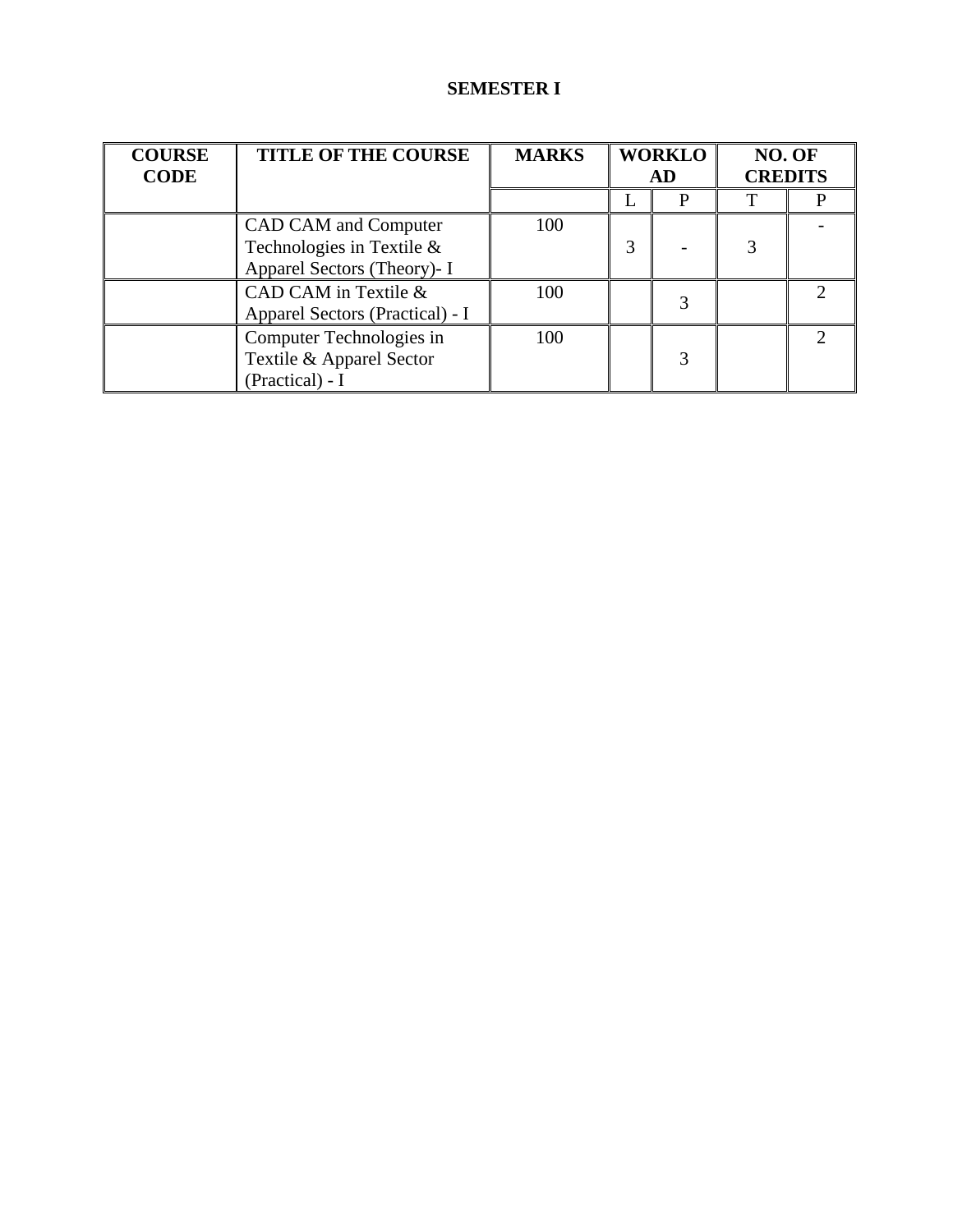# SEMESTER I

| COURSE CODE | TITLE OF THE COURSE | MARKS | WORKLOAD | | NO. OF CREDITS | |
|---|---|---|---|---|---|---|
| | | | L | P | T | P |
| | CAD CAM and Computer Technologies in Textile & Apparel Sectors (Theory)- I | 100 | 3 | - | 3 | - |
| | CAD CAM in Textile & Apparel Sectors (Practical) - I | 100 | | 3 | | 2 |
| | Computer Technologies in Textile & Apparel Sector (Practical) - I | 100 | | 3 | | 2 |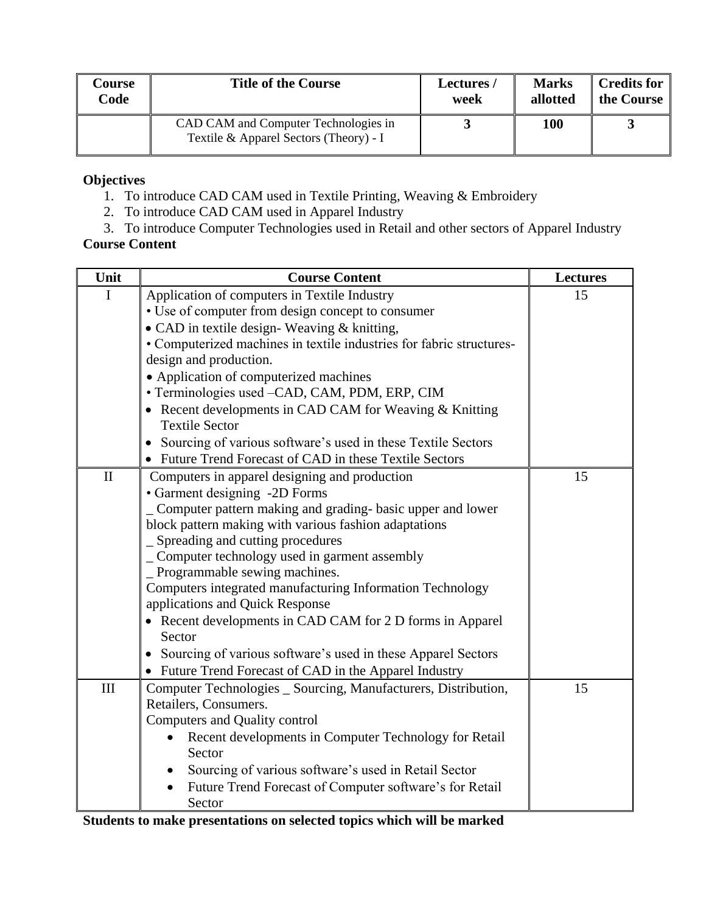| Course Code | Title of the Course | Lectures / week | Marks allotted | Credits for the Course |
|---|---|---|---|---|
| | CAD CAM and Computer Technologies in Textile & Apparel Sectors (Theory) - I | 3 | 100 | 3 |

**Objectives**

1. To introduce CAD CAM used in Textile Printing, Weaving & Embroidery
2. To introduce CAD CAM used in Apparel Industry
3. To introduce Computer Technologies used in Retail and other sectors of Apparel Industry

**Course Content**

| Unit | Course Content | Lectures |
|---|---|---|
| I | Application of computers in Textile Industry<br>• Use of computer from design concept to consumer<br>• CAD in textile design- Weaving & knitting,<br>• Computerized machines in textile industries for fabric structures-design and production.<br>• Application of computerized machines<br>• Terminologies used –CAD, CAM, PDM, ERP, CIM<br>• Recent developments in CAD CAM for Weaving & Knitting Textile Sector<br>• Sourcing of various software's used in these Textile Sectors<br>• Future Trend Forecast of CAD in these Textile Sectors | 15 |
| II | Computers in apparel designing and production<br>• Garment designing -2D Forms<br>_ Computer pattern making and grading- basic upper and lower block pattern making with various fashion adaptations<br>_ Spreading and cutting procedures<br>_ Computer technology used in garment assembly<br>_ Programmable sewing machines.<br>Computers integrated manufacturing Information Technology applications and Quick Response<br>• Recent developments in CAD CAM for 2 D forms in Apparel Sector<br>• Sourcing of various software's used in these Apparel Sectors<br>• Future Trend Forecast of CAD in the Apparel Industry | 15 |
| III | Computer Technologies _ Sourcing, Manufacturers, Distribution, Retailers, Consumers.<br>Computers and Quality control<br>• Recent developments in Computer Technology for Retail Sector<br>• Sourcing of various software's used in Retail Sector<br>• Future Trend Forecast of Computer software's for Retail Sector | 15 |

**Students to make presentations on selected topics which will be marked**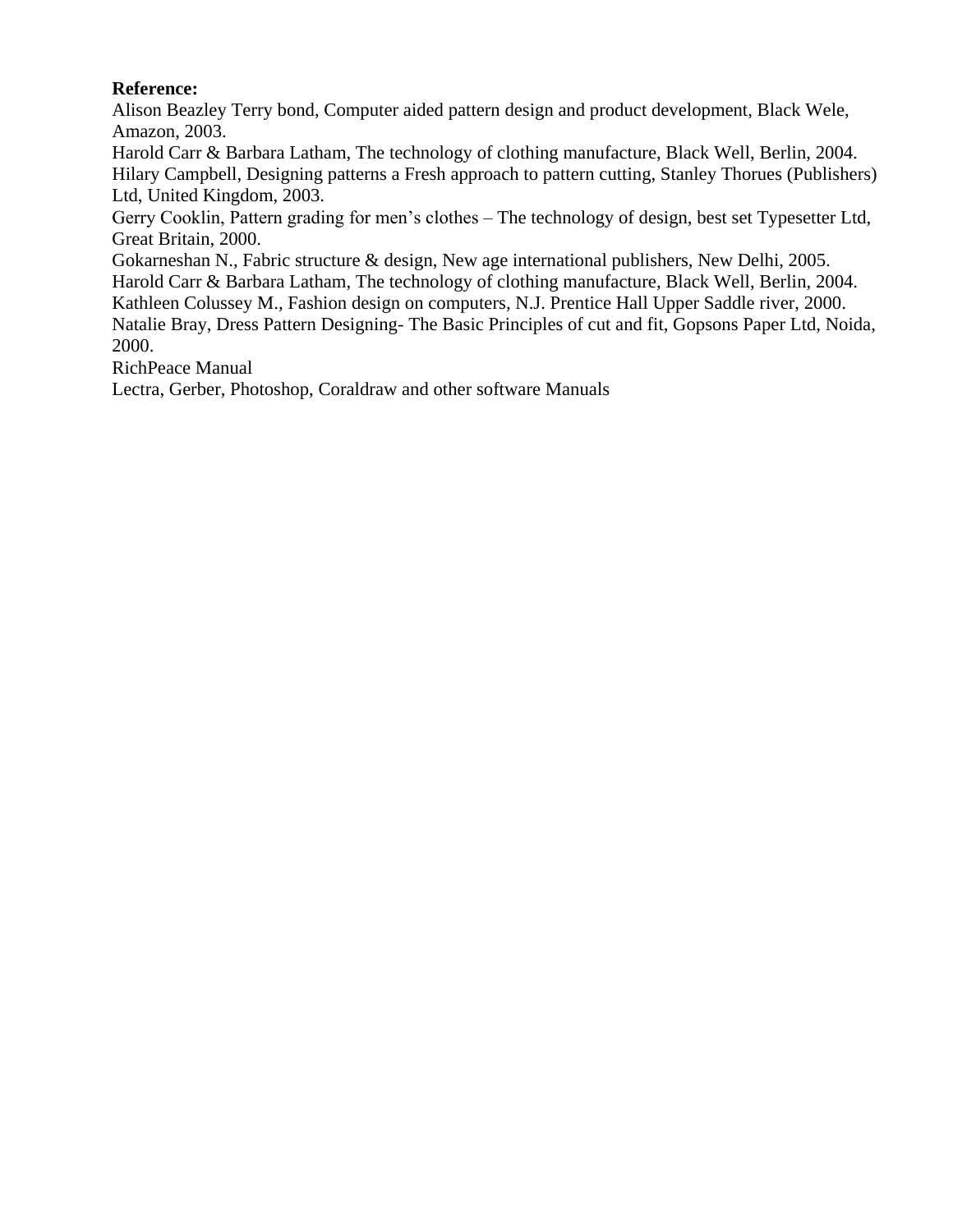**Reference:**

Alison Beazley Terry bond, Computer aided pattern design and product development, Black Wele, Amazon, 2003.

Harold Carr & Barbara Latham, The technology of clothing manufacture, Black Well, Berlin, 2004.

Hilary Campbell, Designing patterns a Fresh approach to pattern cutting, Stanley Thorues (Publishers) Ltd, United Kingdom, 2003.

Gerry Cooklin, Pattern grading for men's clothes – The technology of design, best set Typesetter Ltd, Great Britain, 2000.

Gokarneshan N., Fabric structure & design, New age international publishers, New Delhi, 2005.

Harold Carr & Barbara Latham, The technology of clothing manufacture, Black Well, Berlin, 2004.

Kathleen Colussey M., Fashion design on computers, N.J. Prentice Hall Upper Saddle river, 2000.

Natalie Bray, Dress Pattern Designing- The Basic Principles of cut and fit, Gopsons Paper Ltd, Noida, 2000.

RichPeace Manual

Lectra, Gerber, Photoshop, Coraldraw and other software Manuals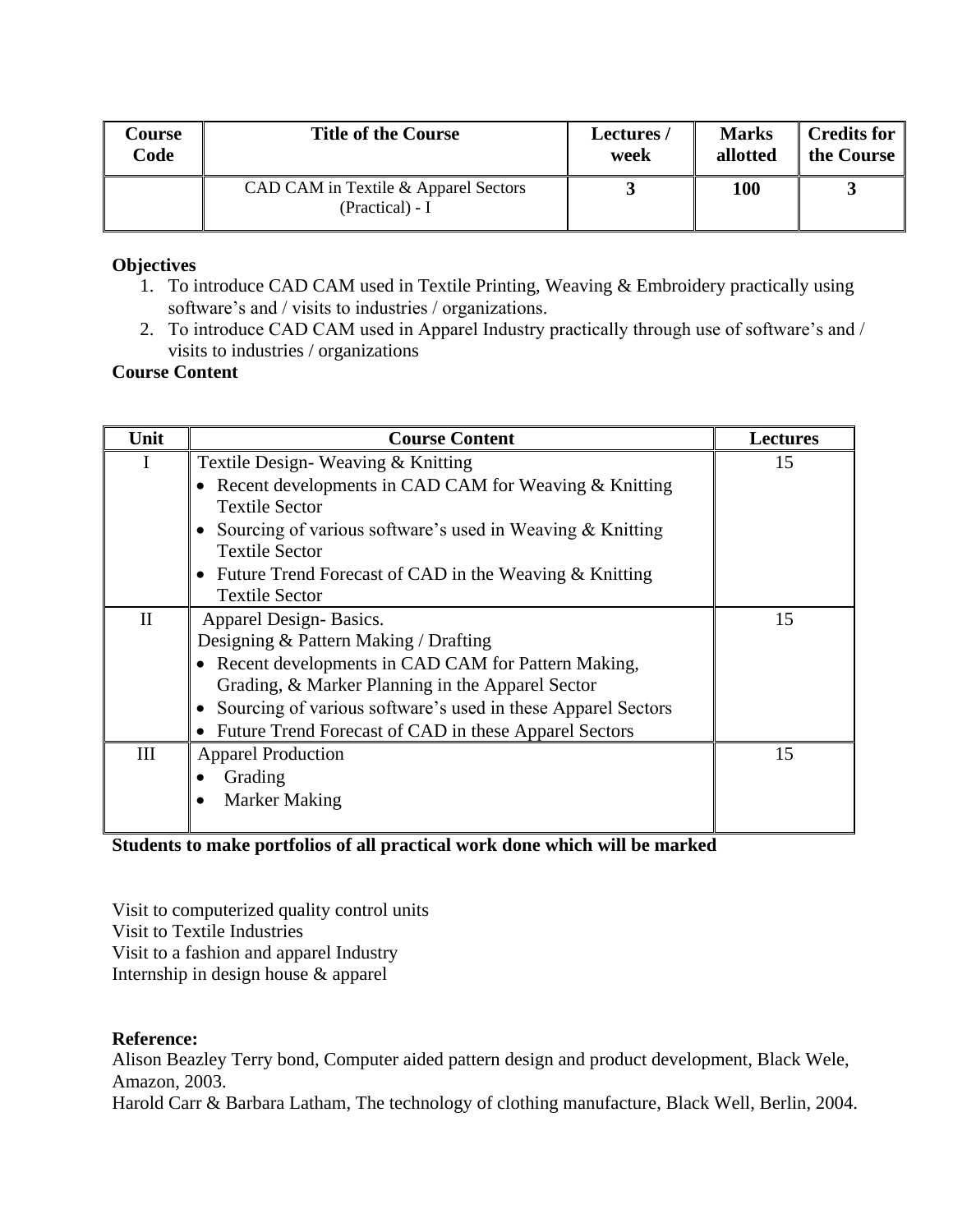| Course Code | Title of the Course | Lectures / week | Marks allotted | Credits for the Course |
|---|---|---|---|---|
| | CAD CAM in Textile & Apparel Sectors (Practical) - I | **3** | **100** | **3** |

**Objectives**

1. To introduce CAD CAM used in Textile Printing, Weaving & Embroidery practically using software's and / visits to industries / organizations.
2. To introduce CAD CAM used in Apparel Industry practically through use of software's and / visits to industries / organizations

**Course Content**

| Unit | Course Content | Lectures |
|---|---|---|
| I | Textile Design- Weaving & Knitting<br>• Recent developments in CAD CAM for Weaving & Knitting Textile Sector<br>• Sourcing of various software's used in Weaving & Knitting Textile Sector<br>• Future Trend Forecast of CAD in the Weaving & Knitting Textile Sector | 15 |
| II | Apparel Design- Basics.<br>Designing & Pattern Making / Drafting<br>• Recent developments in CAD CAM for Pattern Making, Grading, & Marker Planning in the Apparel Sector<br>• Sourcing of various software's used in these Apparel Sectors<br>• Future Trend Forecast of CAD in these Apparel Sectors | 15 |
| III | Apparel Production<br>• Grading<br>• Marker Making | 15 |

**Students to make portfolios of all practical work done which will be marked**

Visit to computerized quality control units
Visit to Textile Industries
Visit to a fashion and apparel Industry
Internship in design house & apparel

**Reference:**

Alison Beazley Terry bond, Computer aided pattern design and product development, Black Wele, Amazon, 2003.

Harold Carr & Barbara Latham, The technology of clothing manufacture, Black Well, Berlin, 2004.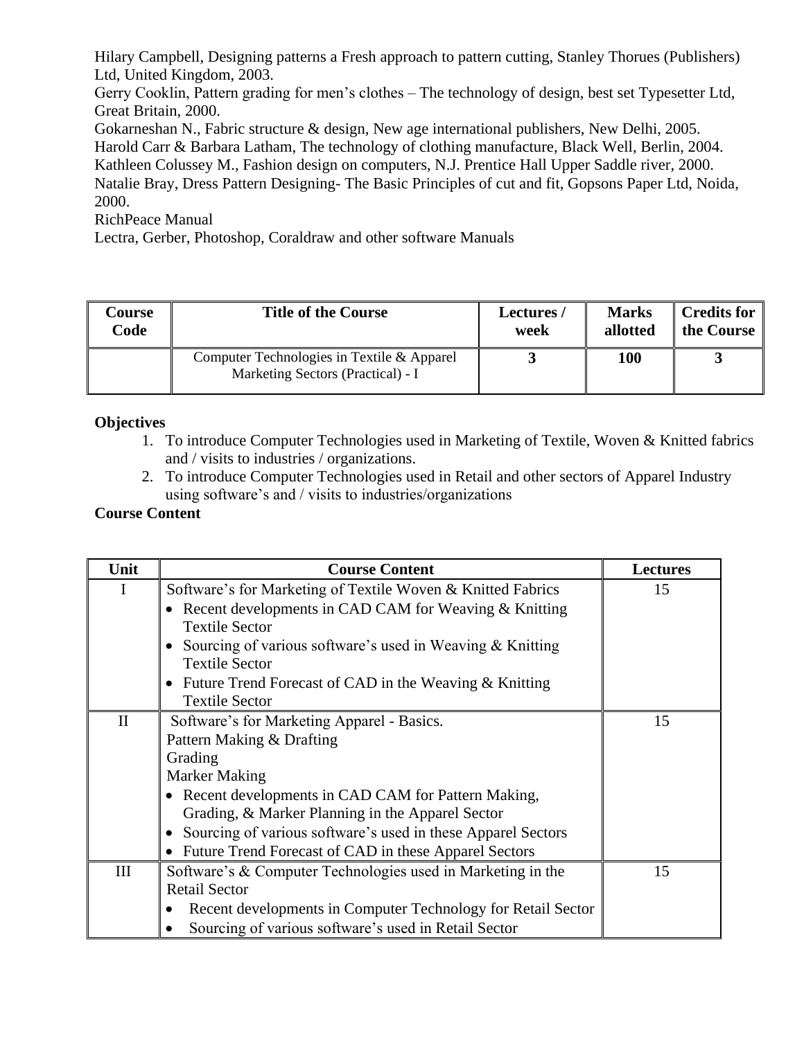Hilary Campbell, Designing patterns a Fresh approach to pattern cutting, Stanley Thorues (Publishers) Ltd, United Kingdom, 2003.
Gerry Cooklin, Pattern grading for men's clothes – The technology of design, best set Typesetter Ltd, Great Britain, 2000.
Gokarneshan N., Fabric structure & design, New age international publishers, New Delhi, 2005.
Harold Carr & Barbara Latham, The technology of clothing manufacture, Black Well, Berlin, 2004.
Kathleen Colussey M., Fashion design on computers, N.J. Prentice Hall Upper Saddle river, 2000.
Natalie Bray, Dress Pattern Designing- The Basic Principles of cut and fit, Gopsons Paper Ltd, Noida, 2000.
RichPeace Manual
Lectra, Gerber, Photoshop, Coraldraw and other software Manuals

| Course Code | Title of the Course | Lectures / week | Marks allotted | Credits for the Course |
|---|---|---|---|---|
| | Computer Technologies in Textile & Apparel Marketing Sectors (Practical) - I | 3 | 100 | 3 |

**Objectives**

1. To introduce Computer Technologies used in Marketing of Textile, Woven & Knitted fabrics and / visits to industries / organizations.
2. To introduce Computer Technologies used in Retail and other sectors of Apparel Industry using software's and / visits to industries/organizations

**Course Content**

| Unit | Course Content | Lectures |
|---|---|---|
| I | Software's for Marketing of Textile Woven & Knitted Fabrics<br>• Recent developments in CAD CAM for Weaving & Knitting Textile Sector<br>• Sourcing of various software's used in Weaving & Knitting Textile Sector<br>• Future Trend Forecast of CAD in the Weaving & Knitting Textile Sector | 15 |
| II | Software's for Marketing Apparel - Basics.<br>Pattern Making & Drafting<br>Grading<br>Marker Making<br>• Recent developments in CAD CAM for Pattern Making, Grading, & Marker Planning in the Apparel Sector<br>• Sourcing of various software's used in these Apparel Sectors<br>• Future Trend Forecast of CAD in these Apparel Sectors | 15 |
| III | Software's & Computer Technologies used in Marketing in the Retail Sector<br>• Recent developments in Computer Technology for Retail Sector<br>• Sourcing of various software's used in Retail Sector | 15 |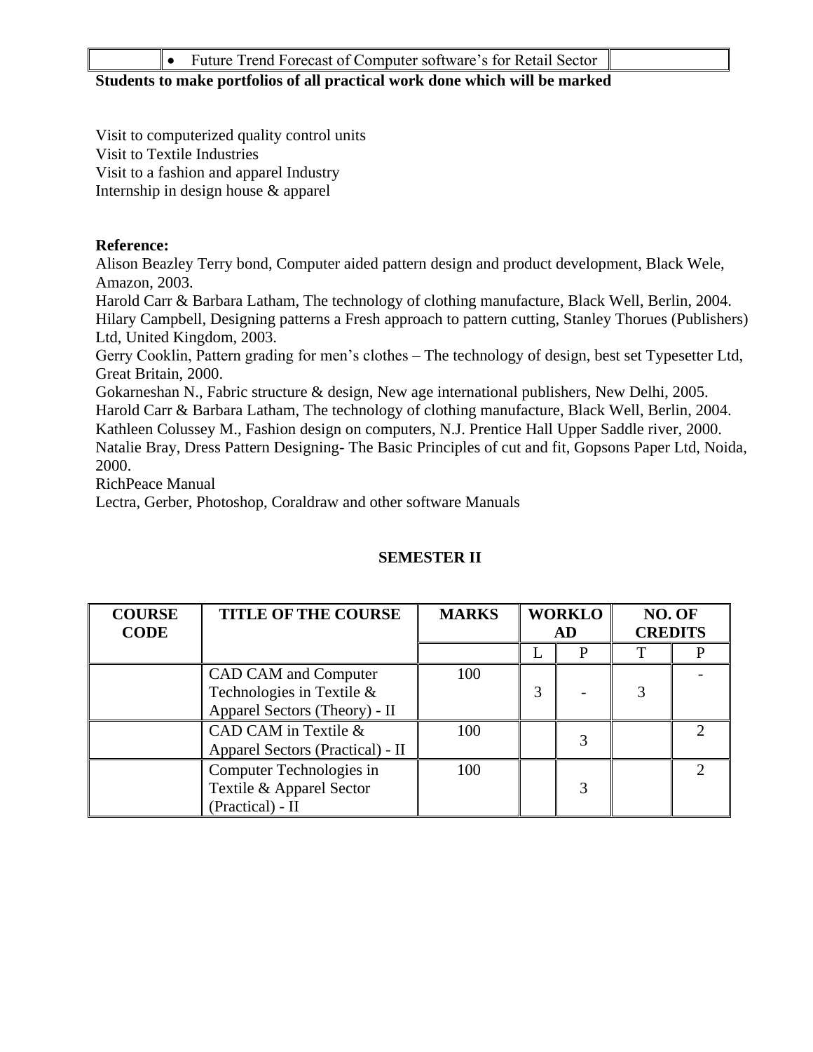| | • Future Trend Forecast of Computer software's for Retail Sector | |
|---|---|---|

**Students to make portfolios of all practical work done which will be marked**

Visit to computerized quality control units
Visit to Textile Industries
Visit to a fashion and apparel Industry
Internship in design house & apparel

**Reference:**

Alison Beazley Terry bond, Computer aided pattern design and product development, Black Wele, Amazon, 2003.
Harold Carr & Barbara Latham, The technology of clothing manufacture, Black Well, Berlin, 2004.
Hilary Campbell, Designing patterns a Fresh approach to pattern cutting, Stanley Thorues (Publishers) Ltd, United Kingdom, 2003.
Gerry Cooklin, Pattern grading for men's clothes – The technology of design, best set Typesetter Ltd, Great Britain, 2000.
Gokarneshan N., Fabric structure & design, New age international publishers, New Delhi, 2005.
Harold Carr & Barbara Latham, The technology of clothing manufacture, Black Well, Berlin, 2004.
Kathleen Colussey M., Fashion design on computers, N.J. Prentice Hall Upper Saddle river, 2000.
Natalie Bray, Dress Pattern Designing- The Basic Principles of cut and fit, Gopsons Paper Ltd, Noida, 2000.
RichPeace Manual
Lectra, Gerber, Photoshop, Coraldraw and other software Manuals

## SEMESTER II

| COURSE CODE | TITLE OF THE COURSE | MARKS | WORKLOAD | | NO. OF CREDITS | |
|---|---|---|---|---|---|---|
| | | | L | P | T | P |
| | CAD CAM and Computer Technologies in Textile & Apparel Sectors (Theory) - II | 100 | 3 | - | 3 | - |
| | CAD CAM in Textile & Apparel Sectors (Practical) - II | 100 | | 3 | | 2 |
| | Computer Technologies in Textile & Apparel Sector (Practical) - II | 100 | | 3 | | 2 |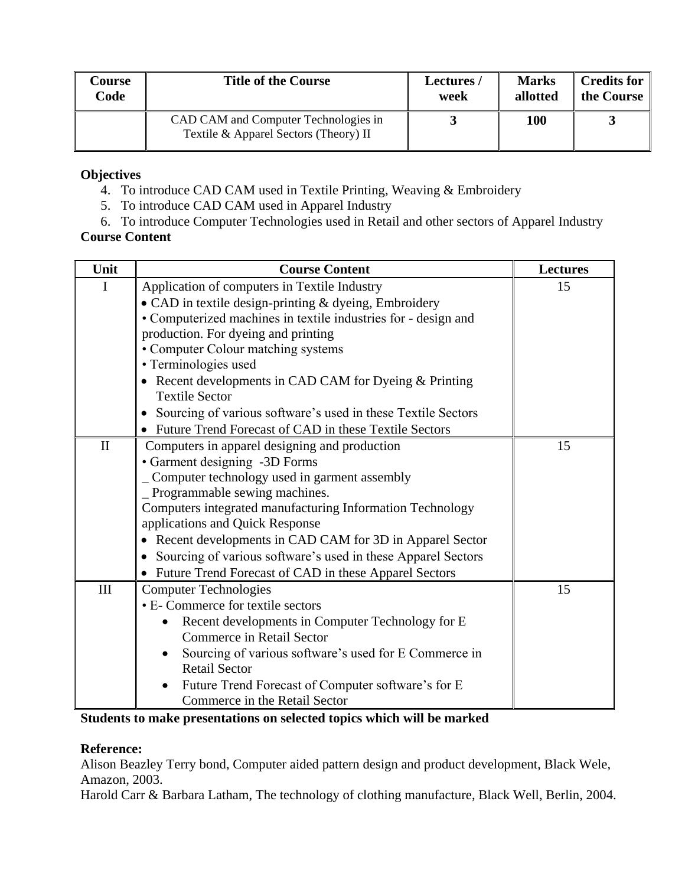| Course Code | Title of the Course | Lectures / week | Marks allotted | Credits for the Course |
|---|---|---|---|---|
| | CAD CAM and Computer Technologies in Textile & Apparel Sectors (Theory) II | 3 | 100 | 3 |

**Objectives**

4. To introduce CAD CAM used in Textile Printing, Weaving & Embroidery
5. To introduce CAD CAM used in Apparel Industry
6. To introduce Computer Technologies used in Retail and other sectors of Apparel Industry

**Course Content**

| Unit | Course Content | Lectures |
|---|---|---|
| I | Application of computers in Textile Industry<br>• CAD in textile design-printing & dyeing, Embroidery<br>• Computerized machines in textile industries for - design and production. For dyeing and printing<br>• Computer Colour matching systems<br>• Terminologies used<br>• Recent developments in CAD CAM for Dyeing & Printing Textile Sector<br>• Sourcing of various software's used in these Textile Sectors<br>• Future Trend Forecast of CAD in these Textile Sectors | 15 |
| II | Computers in apparel designing and production<br>• Garment designing -3D Forms<br>_ Computer technology used in garment assembly<br>_ Programmable sewing machines.<br>Computers integrated manufacturing Information Technology applications and Quick Response<br>• Recent developments in CAD CAM for 3D in Apparel Sector<br>• Sourcing of various software's used in these Apparel Sectors<br>• Future Trend Forecast of CAD in these Apparel Sectors | 15 |
| III | Computer Technologies<br>• E- Commerce for textile sectors<br>• Recent developments in Computer Technology for E Commerce in Retail Sector<br>• Sourcing of various software's used for E Commerce in Retail Sector<br>• Future Trend Forecast of Computer software's for E Commerce in the Retail Sector | 15 |

**Students to make presentations on selected topics which will be marked**

**Reference:**

Alison Beazley Terry bond, Computer aided pattern design and product development, Black Wele, Amazon, 2003.

Harold Carr & Barbara Latham, The technology of clothing manufacture, Black Well, Berlin, 2004.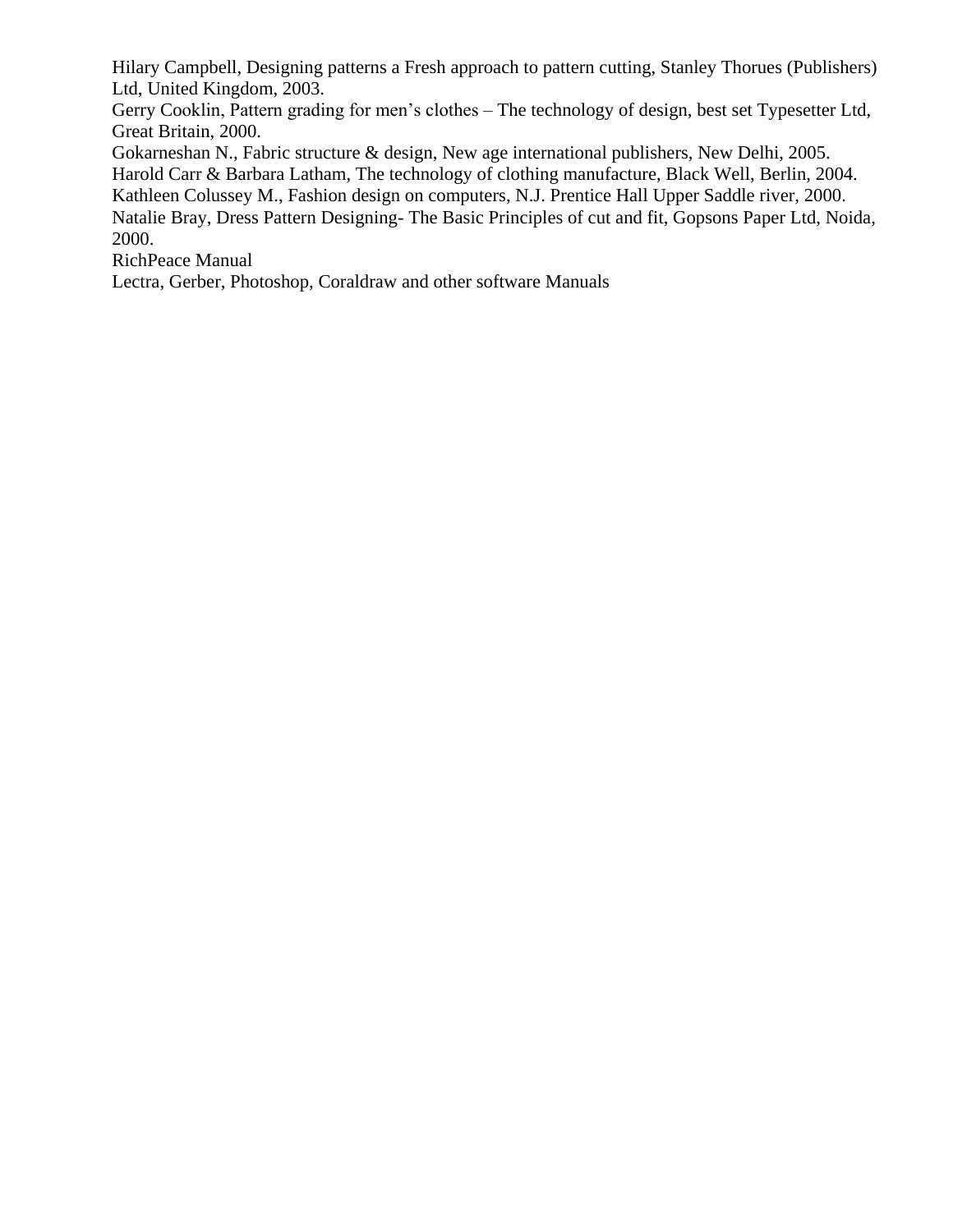Hilary Campbell, Designing patterns a Fresh approach to pattern cutting, Stanley Thorues (Publishers) Ltd, United Kingdom, 2003.

Gerry Cooklin, Pattern grading for men's clothes – The technology of design, best set Typesetter Ltd, Great Britain, 2000.

Gokarneshan N., Fabric structure & design, New age international publishers, New Delhi, 2005.

Harold Carr & Barbara Latham, The technology of clothing manufacture, Black Well, Berlin, 2004.

Kathleen Colussey M., Fashion design on computers, N.J. Prentice Hall Upper Saddle river, 2000.

Natalie Bray, Dress Pattern Designing- The Basic Principles of cut and fit, Gopsons Paper Ltd, Noida, 2000.

RichPeace Manual

Lectra, Gerber, Photoshop, Coraldraw and other software Manuals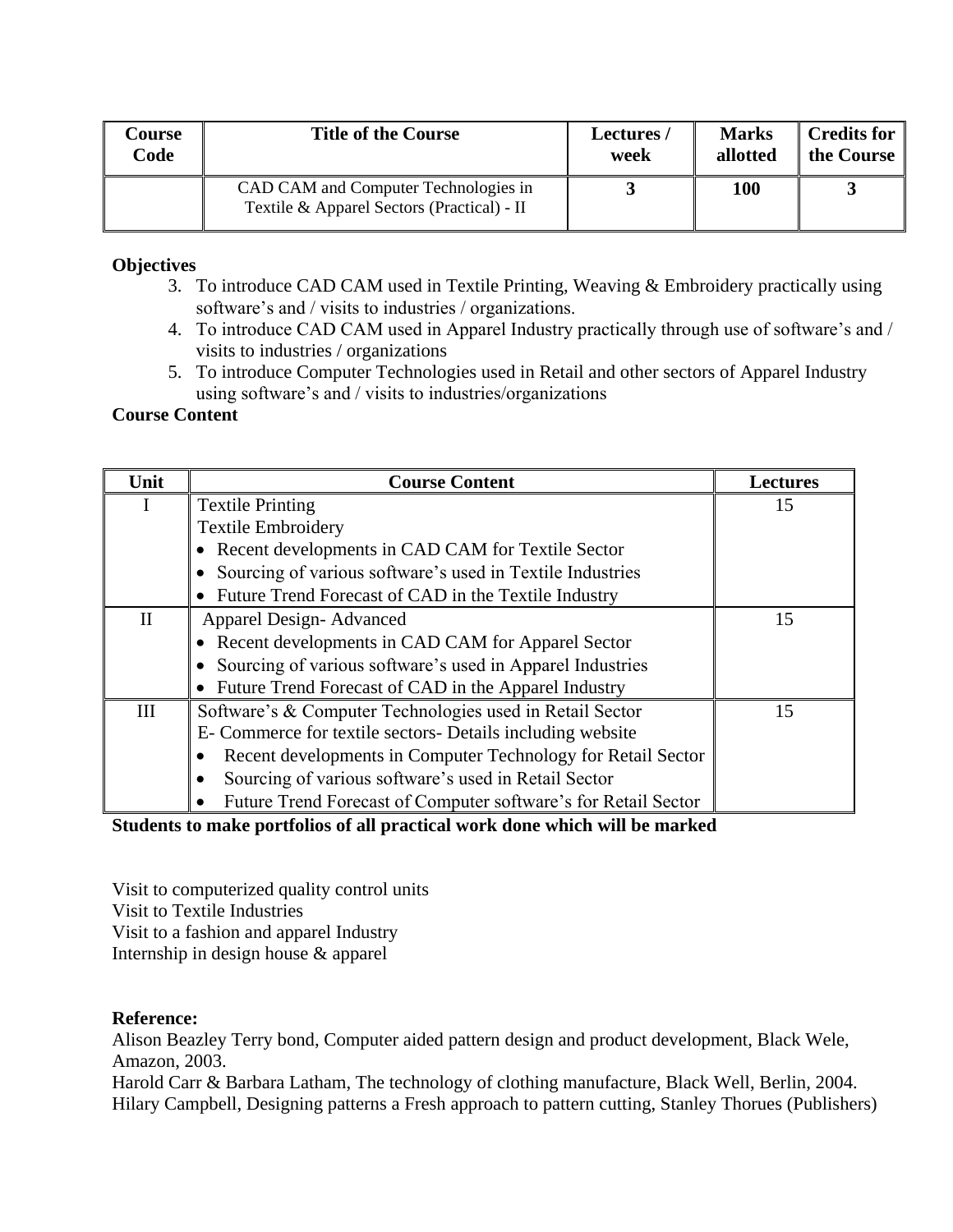| Course Code | Title of the Course | Lectures / week | Marks allotted | Credits for the Course |
|---|---|---|---|---|
| | CAD CAM and Computer Technologies in Textile & Apparel Sectors (Practical) - II | **3** | **100** | **3** |

**Objectives**

3. To introduce CAD CAM used in Textile Printing, Weaving & Embroidery practically using software's and / visits to industries / organizations.
4. To introduce CAD CAM used in Apparel Industry practically through use of software's and / visits to industries / organizations
5. To introduce Computer Technologies used in Retail and other sectors of Apparel Industry using software's and / visits to industries/organizations

**Course Content**

| Unit | Course Content | Lectures |
|---|---|---|
| I | Textile Printing<br>Textile Embroidery<br>• Recent developments in CAD CAM for Textile Sector<br>• Sourcing of various software's used in Textile Industries<br>• Future Trend Forecast of CAD in the Textile Industry | 15 |
| II | Apparel Design- Advanced<br>• Recent developments in CAD CAM for Apparel Sector<br>• Sourcing of various software's used in Apparel Industries<br>• Future Trend Forecast of CAD in the Apparel Industry | 15 |
| III | Software's & Computer Technologies used in Retail Sector<br>E- Commerce for textile sectors- Details including website<br>• Recent developments in Computer Technology for Retail Sector<br>• Sourcing of various software's used in Retail Sector<br>• Future Trend Forecast of Computer software's for Retail Sector | 15 |

**Students to make portfolios of all practical work done which will be marked**

Visit to computerized quality control units
Visit to Textile Industries
Visit to a fashion and apparel Industry
Internship in design house & apparel

**Reference:**

Alison Beazley Terry bond, Computer aided pattern design and product development, Black Wele, Amazon, 2003.
Harold Carr & Barbara Latham, The technology of clothing manufacture, Black Well, Berlin, 2004.
Hilary Campbell, Designing patterns a Fresh approach to pattern cutting, Stanley Thorues (Publishers)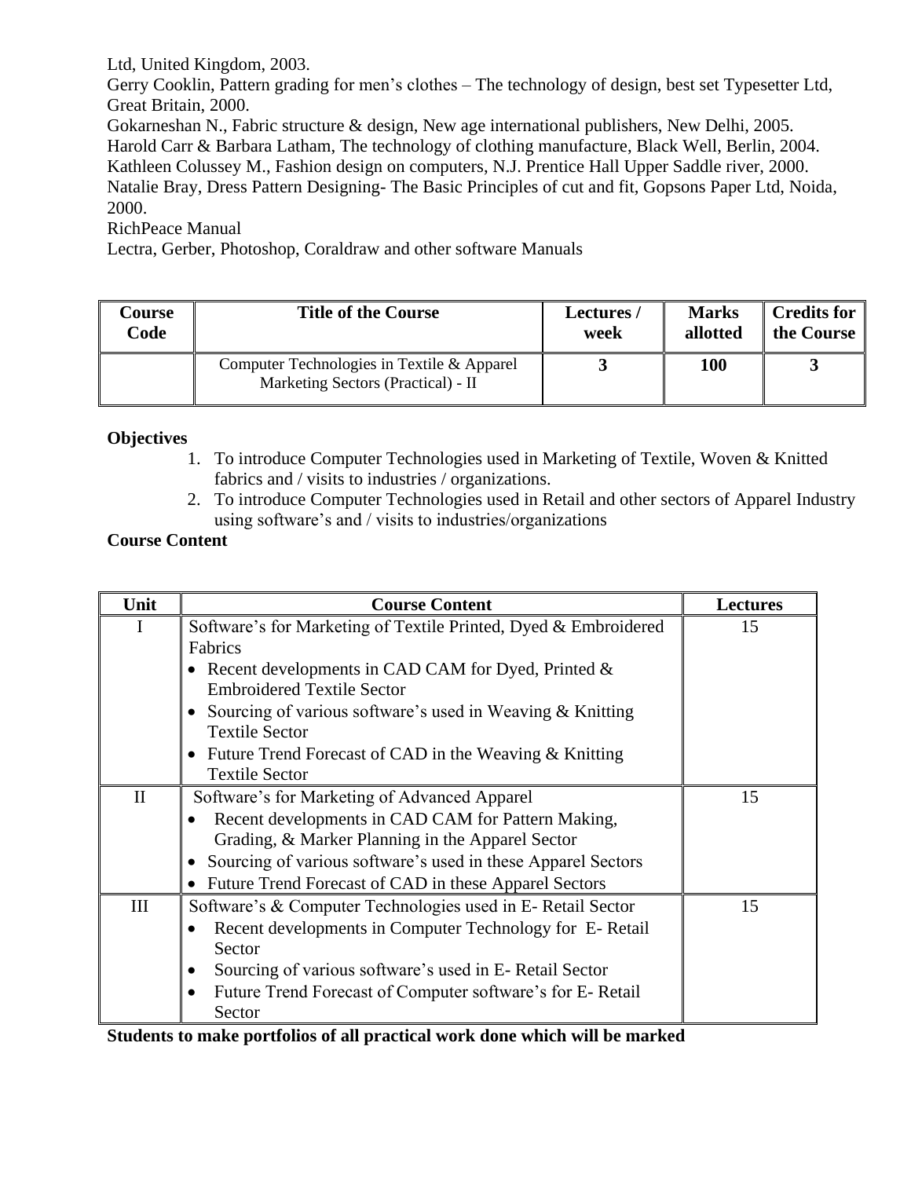Ltd, United Kingdom, 2003.

Gerry Cooklin, Pattern grading for men's clothes – The technology of design, best set Typesetter Ltd, Great Britain, 2000.

Gokarneshan N., Fabric structure & design, New age international publishers, New Delhi, 2005.

Harold Carr & Barbara Latham, The technology of clothing manufacture, Black Well, Berlin, 2004.

Kathleen Colussey M., Fashion design on computers, N.J. Prentice Hall Upper Saddle river, 2000.

Natalie Bray, Dress Pattern Designing- The Basic Principles of cut and fit, Gopsons Paper Ltd, Noida, 2000.

RichPeace Manual

Lectra, Gerber, Photoshop, Coraldraw and other software Manuals

| Course Code | Title of the Course | Lectures / week | Marks allotted | Credits for the Course |
|---|---|---|---|---|
| | Computer Technologies in Textile & Apparel Marketing Sectors (Practical) - II | 3 | 100 | 3 |

**Objectives**

1. To introduce Computer Technologies used in Marketing of Textile, Woven & Knitted fabrics and / visits to industries / organizations.
2. To introduce Computer Technologies used in Retail and other sectors of Apparel Industry using software's and / visits to industries/organizations

**Course Content**

| Unit | Course Content | Lectures |
|---|---|---|
| I | Software's for Marketing of Textile Printed, Dyed & Embroidered Fabrics<br>• Recent developments in CAD CAM for Dyed, Printed & Embroidered Textile Sector<br>• Sourcing of various software's used in Weaving & Knitting Textile Sector<br>• Future Trend Forecast of CAD in the Weaving & Knitting Textile Sector | 15 |
| II | Software's for Marketing of Advanced Apparel<br>• Recent developments in CAD CAM for Pattern Making, Grading, & Marker Planning in the Apparel Sector<br>• Sourcing of various software's used in these Apparel Sectors<br>• Future Trend Forecast of CAD in these Apparel Sectors | 15 |
| III | Software's & Computer Technologies used in E- Retail Sector<br>• Recent developments in Computer Technology for E- Retail Sector<br>• Sourcing of various software's used in E- Retail Sector<br>• Future Trend Forecast of Computer software's for E- Retail Sector | 15 |

**Students to make portfolios of all practical work done which will be marked**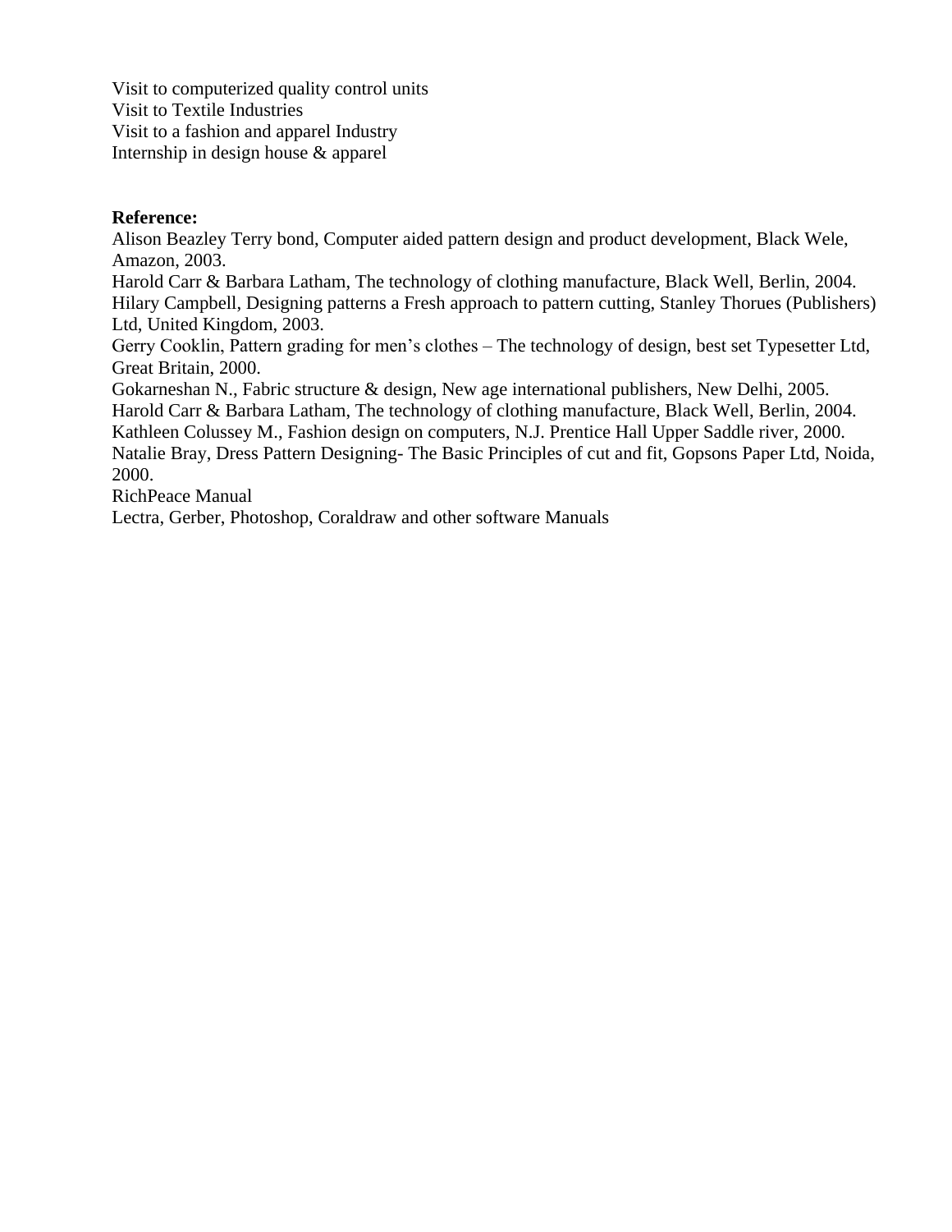Visit to computerized quality control units
Visit to Textile Industries
Visit to a fashion and apparel Industry
Internship in design house & apparel

**Reference:**

Alison Beazley Terry bond, Computer aided pattern design and product development, Black Wele, Amazon, 2003.
Harold Carr & Barbara Latham, The technology of clothing manufacture, Black Well, Berlin, 2004.
Hilary Campbell, Designing patterns a Fresh approach to pattern cutting, Stanley Thorues (Publishers) Ltd, United Kingdom, 2003.
Gerry Cooklin, Pattern grading for men's clothes – The technology of design, best set Typesetter Ltd, Great Britain, 2000.
Gokarneshan N., Fabric structure & design, New age international publishers, New Delhi, 2005.
Harold Carr & Barbara Latham, The technology of clothing manufacture, Black Well, Berlin, 2004.
Kathleen Colussey M., Fashion design on computers, N.J. Prentice Hall Upper Saddle river, 2000.
Natalie Bray, Dress Pattern Designing- The Basic Principles of cut and fit, Gopsons Paper Ltd, Noida, 2000.
RichPeace Manual
Lectra, Gerber, Photoshop, Coraldraw and other software Manuals